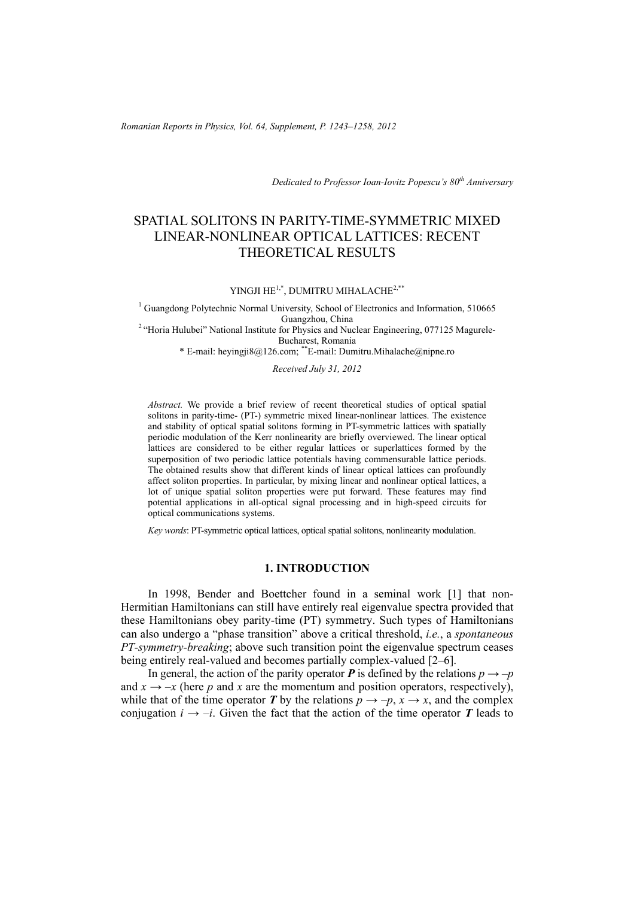*Dedicated to Professor Ioan-Iovitz Popescu's 80th Anniversary*

# SPATIAL SOLITONS IN PARITY-TIME-SYMMETRIC MIXED LINEAR-NONLINEAR OPTICAL LATTICES: RECENT THEORETICAL RESULTS

YINGJI HE[1,*], DUMITRU MIHALACHE[2,**]

[1] Guangdong Polytechnic Normal University, School of Electronics and Information, 510665 Guangzhou, China
[2] "Horia Hulubei" National Institute for Physics and Nuclear Engineering, 077125 Magurele-Bucharest, Romania
* E-mail: heyingji8@126.com; ** E-mail: Dumitru.Mihalache@nipne.ro

*Received July 31, 2012*

*Abstract.* We provide a brief review of recent theoretical studies of optical spatial solitons in parity-time- (PT-) symmetric mixed linear-nonlinear lattices. The existence and stability of optical spatial solitons forming in PT-symmetric lattices with spatially periodic modulation of the Kerr nonlinearity are briefly overviewed. The linear optical lattices are considered to be either regular lattices or superlattices formed by the superposition of two periodic lattice potentials having commensurable lattice periods. The obtained results show that different kinds of linear optical lattices can profoundly affect soliton properties. In particular, by mixing linear and nonlinear optical lattices, a lot of unique spatial soliton properties were put forward. These features may find potential applications in all-optical signal processing and in high-speed circuits for optical communications systems.

*Key words*: PT-symmetric optical lattices, optical spatial solitons, nonlinearity modulation.

## 1. INTRODUCTION

In 1998, Bender and Boettcher found in a seminal work [1] that non-Hermitian Hamiltonians can still have entirely real eigenvalue spectra provided that these Hamiltonians obey parity-time (PT) symmetry. Such types of Hamiltonians can also undergo a "phase transition" above a critical threshold, *i.e.*, a *spontaneous PT-symmetry-breaking*; above such transition point the eigenvalue spectrum ceases being entirely real-valued and becomes partially complex-valued [2–6].

In general, the action of the parity operator $\boldsymbol{P}$ is defined by the relations $p \to -p$ and $x \to -x$ (here $p$ and $x$ are the momentum and position operators, respectively), while that of the time operator $\boldsymbol{T}$ by the relations $p \to -p$, $x \to x$, and the complex conjugation $i \to -i$. Given the fact that the action of the time operator $\boldsymbol{T}$ leads to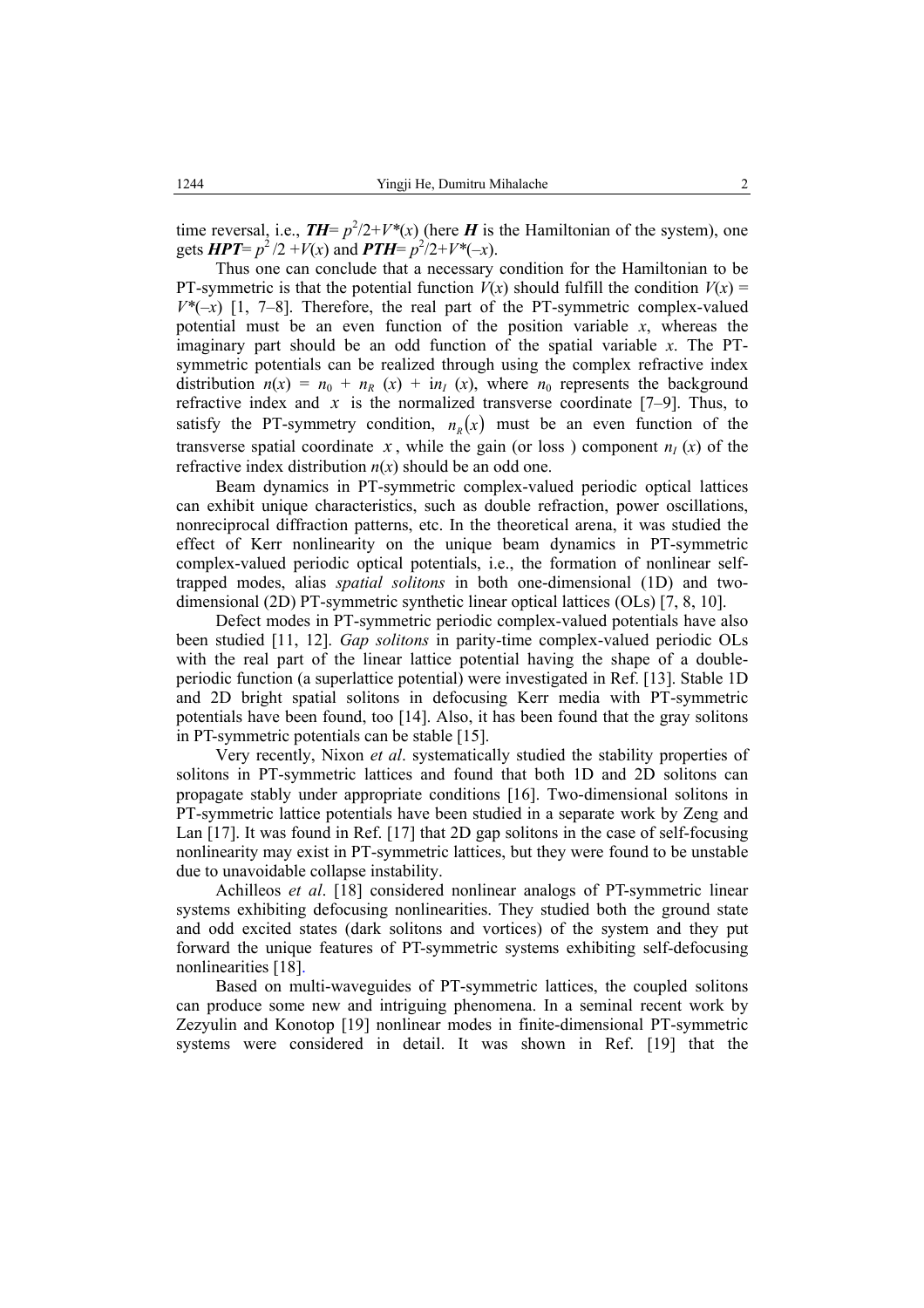time reversal, i.e., $\boldsymbol{TH}= p^2/2+V^*(x)$ (here $\boldsymbol{H}$ is the Hamiltonian of the system), one gets $\boldsymbol{HPT}= p^2/2 +V(x)$ and $\boldsymbol{PTH}= p^2/2+V^*(-x)$.

Thus one can conclude that a necessary condition for the Hamiltonian to be PT-symmetric is that the potential function $V(x)$ should fulfill the condition $V(x) = V^*(-x)$ [1, 7–8]. Therefore, the real part of the PT-symmetric complex-valued potential must be an even function of the position variable $x$, whereas the imaginary part should be an odd function of the spatial variable $x$. The PT-symmetric potentials can be realized through using the complex refractive index distribution $n(x) = n_0 + n_R(x) + \mathrm{i}n_I(x)$, where $n_0$ represents the background refractive index and $x$ is the normalized transverse coordinate [7–9]. Thus, to satisfy the PT-symmetry condition, $n_R(x)$ must be an even function of the transverse spatial coordinate $x$, while the gain (or loss ) component $n_I(x)$ of the refractive index distribution $n(x)$ should be an odd one.

Beam dynamics in PT-symmetric complex-valued periodic optical lattices can exhibit unique characteristics, such as double refraction, power oscillations, nonreciprocal diffraction patterns, etc. In the theoretical arena, it was studied the effect of Kerr nonlinearity on the unique beam dynamics in PT-symmetric complex-valued periodic optical potentials, i.e., the formation of nonlinear self-trapped modes, alias *spatial solitons* in both one-dimensional (1D) and two-dimensional (2D) PT-symmetric synthetic linear optical lattices (OLs) [7, 8, 10].

Defect modes in PT-symmetric periodic complex-valued potentials have also been studied [11, 12]. *Gap solitons* in parity-time complex-valued periodic OLs with the real part of the linear lattice potential having the shape of a double-periodic function (a superlattice potential) were investigated in Ref. [13]. Stable 1D and 2D bright spatial solitons in defocusing Kerr media with PT-symmetric potentials have been found, too [14]. Also, it has been found that the gray solitons in PT-symmetric potentials can be stable [15].

Very recently, Nixon *et al*. systematically studied the stability properties of solitons in PT-symmetric lattices and found that both 1D and 2D solitons can propagate stably under appropriate conditions [16]. Two-dimensional solitons in PT-symmetric lattice potentials have been studied in a separate work by Zeng and Lan [17]. It was found in Ref. [17] that 2D gap solitons in the case of self-focusing nonlinearity may exist in PT-symmetric lattices, but they were found to be unstable due to unavoidable collapse instability.

Achilleos *et al*. [18] considered nonlinear analogs of PT-symmetric linear systems exhibiting defocusing nonlinearities. They studied both the ground state and odd excited states (dark solitons and vortices) of the system and they put forward the unique features of PT-symmetric systems exhibiting self-defocusing nonlinearities [18].

Based on multi-waveguides of PT-symmetric lattices, the coupled solitons can produce some new and intriguing phenomena. In a seminal recent work by Zezyulin and Konotop [19] nonlinear modes in finite-dimensional PT-symmetric systems were considered in detail. It was shown in Ref. [19] that the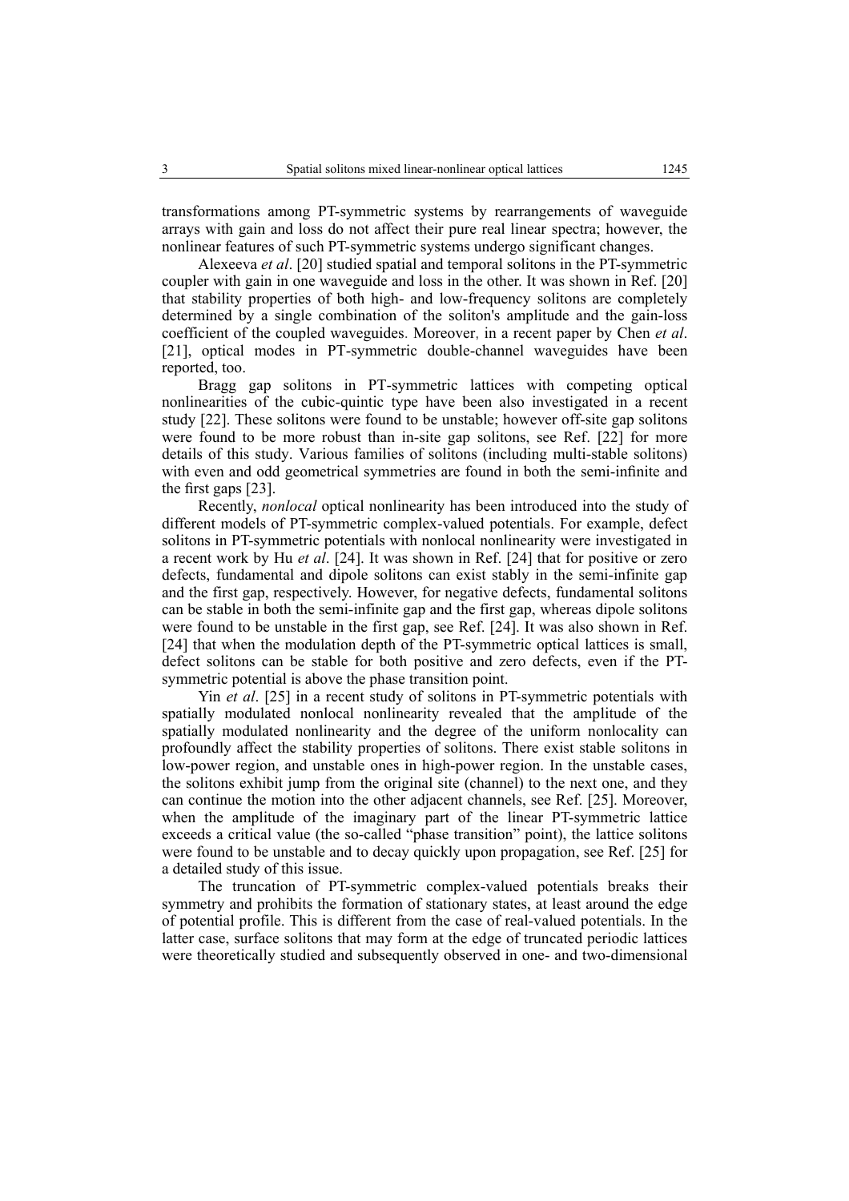transformations among PT-symmetric systems by rearrangements of waveguide arrays with gain and loss do not affect their pure real linear spectra; however, the nonlinear features of such PT-symmetric systems undergo significant changes.

Alexeeva *et al*. [20] studied spatial and temporal solitons in the PT-symmetric coupler with gain in one waveguide and loss in the other. It was shown in Ref. [20] that stability properties of both high- and low-frequency solitons are completely determined by a single combination of the soliton's amplitude and the gain-loss coefficient of the coupled waveguides. Moreover, in a recent paper by Chen *et al*. [21], optical modes in PT-symmetric double-channel waveguides have been reported, too.

Bragg gap solitons in PT-symmetric lattices with competing optical nonlinearities of the cubic-quintic type have been also investigated in a recent study [22]. These solitons were found to be unstable; however off-site gap solitons were found to be more robust than in-site gap solitons, see Ref. [22] for more details of this study. Various families of solitons (including multi-stable solitons) with even and odd geometrical symmetries are found in both the semi-infinite and the first gaps [23].

Recently, *nonlocal* optical nonlinearity has been introduced into the study of different models of PT-symmetric complex-valued potentials. For example, defect solitons in PT-symmetric potentials with nonlocal nonlinearity were investigated in a recent work by Hu *et al*. [24]. It was shown in Ref. [24] that for positive or zero defects, fundamental and dipole solitons can exist stably in the semi-infinite gap and the first gap, respectively. However, for negative defects, fundamental solitons can be stable in both the semi-infinite gap and the first gap, whereas dipole solitons were found to be unstable in the first gap, see Ref. [24]. It was also shown in Ref. [24] that when the modulation depth of the PT-symmetric optical lattices is small, defect solitons can be stable for both positive and zero defects, even if the PT-symmetric potential is above the phase transition point.

Yin *et al*. [25] in a recent study of solitons in PT-symmetric potentials with spatially modulated nonlocal nonlinearity revealed that the amplitude of the spatially modulated nonlinearity and the degree of the uniform nonlocality can profoundly affect the stability properties of solitons. There exist stable solitons in low-power region, and unstable ones in high-power region. In the unstable cases, the solitons exhibit jump from the original site (channel) to the next one, and they can continue the motion into the other adjacent channels, see Ref. [25]. Moreover, when the amplitude of the imaginary part of the linear PT-symmetric lattice exceeds a critical value (the so-called "phase transition" point), the lattice solitons were found to be unstable and to decay quickly upon propagation, see Ref. [25] for a detailed study of this issue.

The truncation of PT-symmetric complex-valued potentials breaks their symmetry and prohibits the formation of stationary states, at least around the edge of potential profile. This is different from the case of real-valued potentials. In the latter case, surface solitons that may form at the edge of truncated periodic lattices were theoretically studied and subsequently observed in one- and two-dimensional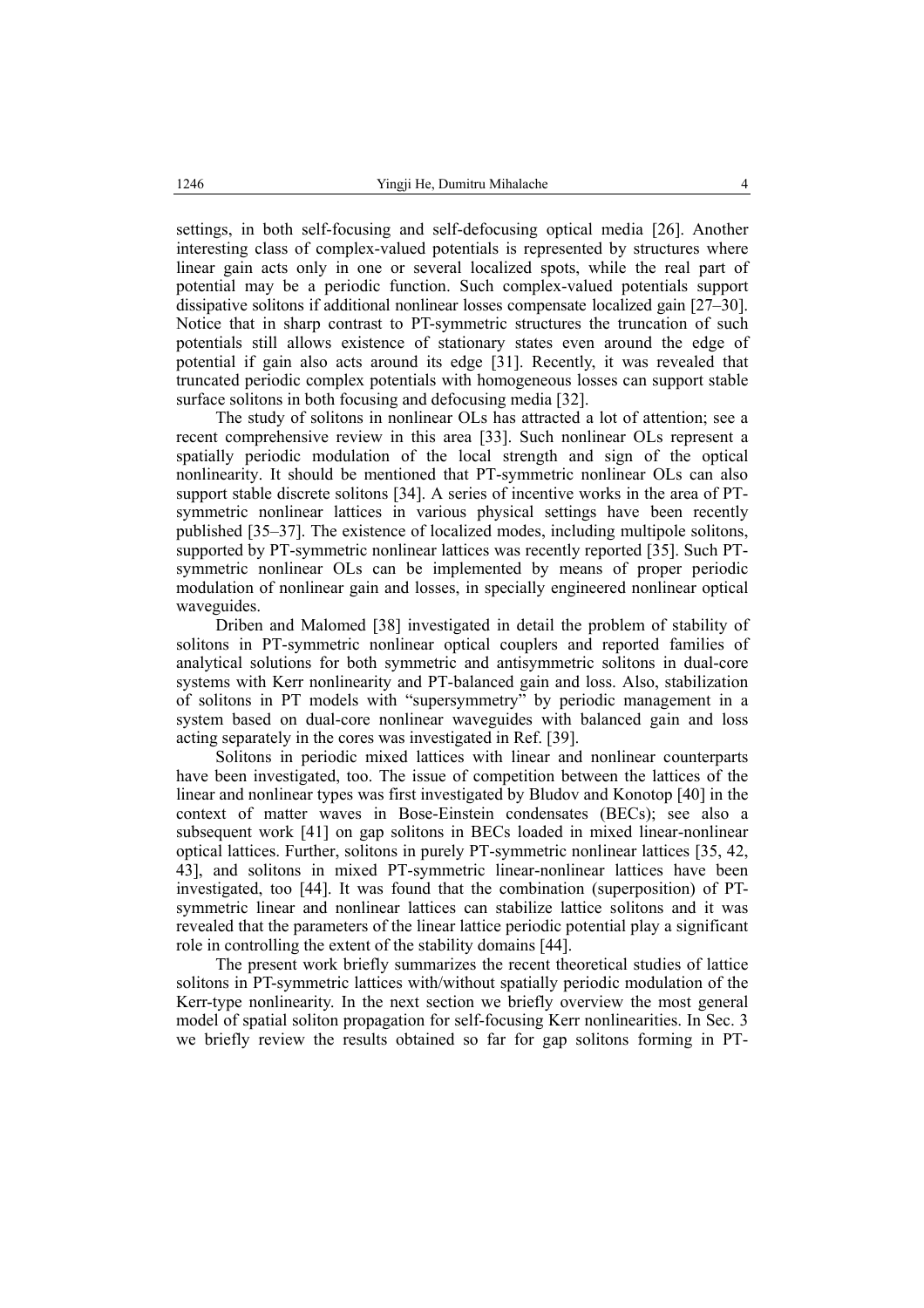settings, in both self-focusing and self-defocusing optical media [26]. Another interesting class of complex-valued potentials is represented by structures where linear gain acts only in one or several localized spots, while the real part of potential may be a periodic function. Such complex-valued potentials support dissipative solitons if additional nonlinear losses compensate localized gain [27–30]. Notice that in sharp contrast to PT-symmetric structures the truncation of such potentials still allows existence of stationary states even around the edge of potential if gain also acts around its edge [31]. Recently, it was revealed that truncated periodic complex potentials with homogeneous losses can support stable surface solitons in both focusing and defocusing media [32].

The study of solitons in nonlinear OLs has attracted a lot of attention; see a recent comprehensive review in this area [33]. Such nonlinear OLs represent a spatially periodic modulation of the local strength and sign of the optical nonlinearity. It should be mentioned that PT-symmetric nonlinear OLs can also support stable discrete solitons [34]. A series of incentive works in the area of PT-symmetric nonlinear lattices in various physical settings have been recently published [35–37]. The existence of localized modes, including multipole solitons, supported by PT-symmetric nonlinear lattices was recently reported [35]. Such PT-symmetric nonlinear OLs can be implemented by means of proper periodic modulation of nonlinear gain and losses, in specially engineered nonlinear optical waveguides.

Driben and Malomed [38] investigated in detail the problem of stability of solitons in PT-symmetric nonlinear optical couplers and reported families of analytical solutions for both symmetric and antisymmetric solitons in dual-core systems with Kerr nonlinearity and PT-balanced gain and loss. Also, stabilization of solitons in PT models with "supersymmetry" by periodic management in a system based on dual-core nonlinear waveguides with balanced gain and loss acting separately in the cores was investigated in Ref. [39].

Solitons in periodic mixed lattices with linear and nonlinear counterparts have been investigated, too. The issue of competition between the lattices of the linear and nonlinear types was first investigated by Bludov and Konotop [40] in the context of matter waves in Bose-Einstein condensates (BECs); see also a subsequent work [41] on gap solitons in BECs loaded in mixed linear-nonlinear optical lattices. Further, solitons in purely PT-symmetric nonlinear lattices [35, 42, 43], and solitons in mixed PT-symmetric linear-nonlinear lattices have been investigated, too [44]. It was found that the combination (superposition) of PT-symmetric linear and nonlinear lattices can stabilize lattice solitons and it was revealed that the parameters of the linear lattice periodic potential play a significant role in controlling the extent of the stability domains [44].

The present work briefly summarizes the recent theoretical studies of lattice solitons in PT-symmetric lattices with/without spatially periodic modulation of the Kerr-type nonlinearity. In the next section we briefly overview the most general model of spatial soliton propagation for self-focusing Kerr nonlinearities. In Sec. 3 we briefly review the results obtained so far for gap solitons forming in PT-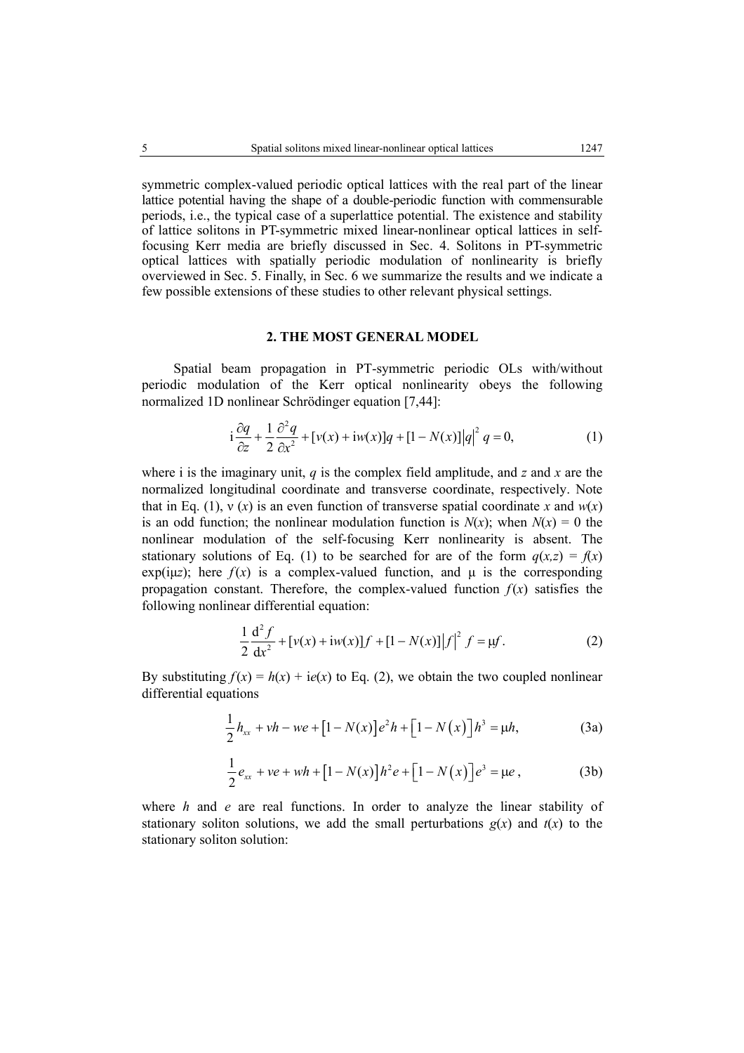symmetric complex-valued periodic optical lattices with the real part of the linear lattice potential having the shape of a double-periodic function with commensurable periods, i.e., the typical case of a superlattice potential. The existence and stability of lattice solitons in PT-symmetric mixed linear-nonlinear optical lattices in self-focusing Kerr media are briefly discussed in Sec. 4. Solitons in PT-symmetric optical lattices with spatially periodic modulation of nonlinearity is briefly overviewed in Sec. 5. Finally, in Sec. 6 we summarize the results and we indicate a few possible extensions of these studies to other relevant physical settings.

## 2. THE MOST GENERAL MODEL

Spatial beam propagation in PT-symmetric periodic OLs with/without periodic modulation of the Kerr optical nonlinearity obeys the following normalized 1D nonlinear Schrödinger equation [7,44]:

$$\mathrm{i}\frac{\partial q}{\partial z}+\frac{1}{2}\frac{\partial^2 q}{\partial x^2}+[v(x)+\mathrm{i}w(x)]q+[1-N(x)]\left|q\right|^2 q=0, \tag{1}$$

where i is the imaginary unit, $q$ is the complex field amplitude, and $z$ and $x$ are the normalized longitudinal coordinate and transverse coordinate, respectively. Note that in Eq. (1), $v(x)$ is an even function of transverse spatial coordinate $x$ and $w(x)$ is an odd function; the nonlinear modulation function is $N(x)$; when $N(x) = 0$ the nonlinear modulation of the self-focusing Kerr nonlinearity is absent. The stationary solutions of Eq. (1) to be searched for are of the form $q(x,z) = f(x)\exp(\mathrm{i}\mu z)$; here $f(x)$ is a complex-valued function, and $\mu$ is the corresponding propagation constant. Therefore, the complex-valued function $f(x)$ satisfies the following nonlinear differential equation:

$$\frac{1}{2}\frac{\mathrm{d}^2 f}{\mathrm{d}x^2}+[v(x)+\mathrm{i}w(x)]f+[1-N(x)]\left|f\right|^2 f=\mu f. \tag{2}$$

By substituting $f(x) = h(x) + \mathrm{i}e(x)$ to Eq. (2), we obtain the two coupled nonlinear differential equations

$$\frac{1}{2}h_{xx}+vh-we+\left[1-N(x)\right]e^2 h+\left[1-N\left(x\right)\right]h^3=\mu h, \tag{3a}$$

$$\frac{1}{2}e_{xx}+ve+wh+\left[1-N(x)\right]h^2 e+\left[1-N\left(x\right)\right]e^3=\mu e, \tag{3b}$$

where $h$ and $e$ are real functions. In order to analyze the linear stability of stationary soliton solutions, we add the small perturbations $g(x)$ and $t(x)$ to the stationary soliton solution: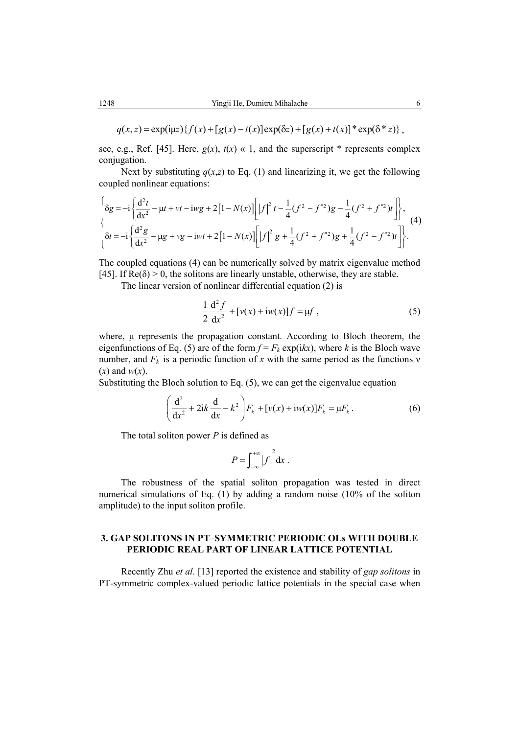$$q(x,z) = \exp(\mathrm{i}\mu z)\{f(x) + [g(x) - t(x)]\exp(\delta z) + [g(x) + t(x)]^* \exp(\delta^* z)\},$$

see, e.g., Ref. [45]. Here, $g(x)$, $t(x) \ll 1$, and the superscript * represents complex conjugation.

Next by substituting $q(x,z)$ to Eq. (1) and linearizing it, we get the following coupled nonlinear equations:

$$\begin{cases} \delta g = -\mathrm{i}\left\{\dfrac{\mathrm{d}^2 t}{\mathrm{d}x^2} - \mu t + vt - \mathrm{i}wg + 2\left[1 - N(x)\right]\left[\left|f\right|^2 t - \dfrac{1}{4}(f^2 - f^{*2})g - \dfrac{1}{4}(f^2 + f^{*2})t\right]\right\}, \\ \delta t = -\mathrm{i}\left\{\dfrac{\mathrm{d}^2 g}{\mathrm{d}x^2} - \mu g + vg - \mathrm{i}wt + 2\left[1 - N(x)\right]\left[\left|f\right|^2 g + \dfrac{1}{4}(f^2 + f^{*2})g + \dfrac{1}{4}(f^2 - f^{*2})t\right]\right\}. \end{cases} \tag{4}$$

The coupled equations (4) can be numerically solved by matrix eigenvalue method [45]. If $\mathrm{Re}(\delta) > 0$, the solitons are linearly unstable, otherwise, they are stable.

The linear version of nonlinear differential equation (2) is

$$\frac{1}{2}\frac{\mathrm{d}^2 f}{\mathrm{d}x^2} + [v(x) + \mathrm{i}w(x)]f = \mu f, \tag{5}$$

where, $\mu$ represents the propagation constant. According to Bloch theorem, the eigenfunctions of Eq. (5) are of the form $f = F_k \exp(\mathrm{i}kx)$, where $k$ is the Bloch wave number, and $F_k$ is a periodic function of $x$ with the same period as the functions $v(x)$ and $w(x)$.

Substituting the Bloch solution to Eq. (5), we can get the eigenvalue equation

$$\left(\frac{\mathrm{d}^2}{\mathrm{d}x^2} + 2\mathrm{i}k\frac{\mathrm{d}}{\mathrm{d}x} - k^2\right)F_k + [v(x) + \mathrm{i}w(x)]F_k = \mu F_k. \tag{6}$$

The total soliton power $P$ is defined as

$$P = \int_{-\infty}^{+\infty} \left|f\right|^2 \mathrm{d}x.$$

The robustness of the spatial soliton propagation was tested in direct numerical simulations of Eq. (1) by adding a random noise (10% of the soliton amplitude) to the input soliton profile.

## 3. GAP SOLITONS IN PT–SYMMETRIC PERIODIC OLs WITH DOUBLE PERIODIC REAL PART OF LINEAR LATTICE POTENTIAL

Recently Zhu *et al*. [13] reported the existence and stability of *gap solitons* in PT-symmetric complex-valued periodic lattice potentials in the special case when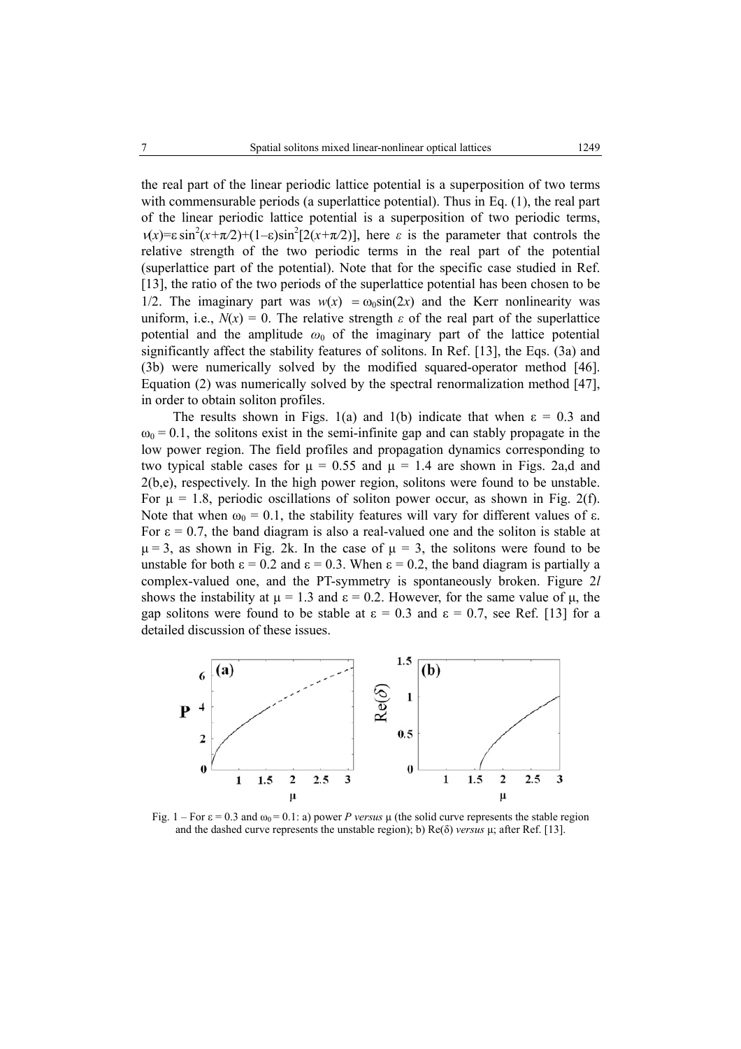the real part of the linear periodic lattice potential is a superposition of two terms with commensurable periods (a superlattice potential). Thus in Eq. (1), the real part of the linear periodic lattice potential is a superposition of two periodic terms, $v(x)=\varepsilon \sin^2(x+\pi/2)+(1-\varepsilon)\sin^2[2(x+\pi/2)]$, here $\varepsilon$ is the parameter that controls the relative strength of the two periodic terms in the real part of the potential (superlattice part of the potential). Note that for the specific case studied in Ref. [13], the ratio of the two periods of the superlattice potential has been chosen to be 1/2. The imaginary part was $w(x) = \omega_0\sin(2x)$ and the Kerr nonlinearity was uniform, i.e., $N(x) = 0$. The relative strength $\varepsilon$ of the real part of the superlattice potential and the amplitude $\omega_0$ of the imaginary part of the lattice potential significantly affect the stability features of solitons. In Ref. [13], the Eqs. (3a) and (3b) were numerically solved by the modified squared-operator method [46]. Equation (2) was numerically solved by the spectral renormalization method [47], in order to obtain soliton profiles.

The results shown in Figs. 1(a) and 1(b) indicate that when $\varepsilon = 0.3$ and $\omega_0 = 0.1$, the solitons exist in the semi-infinite gap and can stably propagate in the low power region. The field profiles and propagation dynamics corresponding to two typical stable cases for $\mu = 0.55$ and $\mu = 1.4$ are shown in Figs. 2a,d and 2(b,e), respectively. In the high power region, solitons were found to be unstable. For $\mu = 1.8$, periodic oscillations of soliton power occur, as shown in Fig. 2(f). Note that when $\omega_0 = 0.1$, the stability features will vary for different values of $\varepsilon$. For $\varepsilon = 0.7$, the band diagram is also a real-valued one and the soliton is stable at $\mu = 3$, as shown in Fig. 2k. In the case of $\mu = 3$, the solitons were found to be unstable for both $\varepsilon = 0.2$ and $\varepsilon = 0.3$. When $\varepsilon = 0.2$, the band diagram is partially a complex-valued one, and the PT-symmetry is spontaneously broken. Figure 2*l* shows the instability at $\mu = 1.3$ and $\varepsilon = 0.2$. However, for the same value of $\mu$, the gap solitons were found to be stable at $\varepsilon = 0.3$ and $\varepsilon = 0.7$, see Ref. [13] for a detailed discussion of these issues.

Fig. 1 – For $\varepsilon = 0.3$ and $\omega_0 = 0.1$: a) power $P$ *versus* $\mu$ (the solid curve represents the stable region and the dashed curve represents the unstable region); b) $\mathrm{Re}(\delta)$ *versus* $\mu$; after Ref. [13].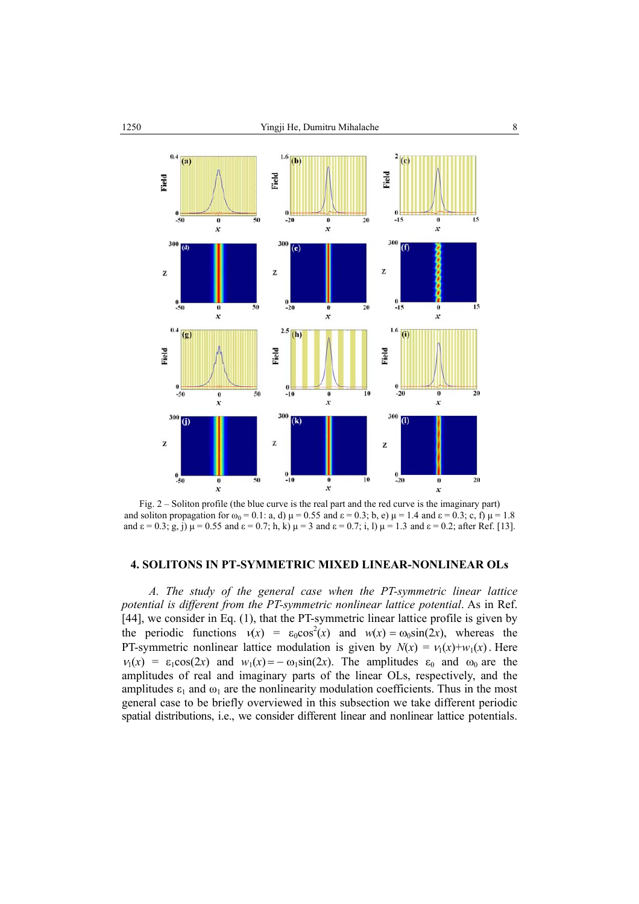Fig. 2 – Soliton profile (the blue curve is the real part and the red curve is the imaginary part) and soliton propagation for $\omega_0 = 0.1$: a, d) $\mu = 0.55$ and $\varepsilon = 0.3$; b, e) $\mu = 1.4$ and $\varepsilon = 0.3$; c, f) $\mu = 1.8$ and $\varepsilon = 0.3$; g, j) $\mu = 0.55$ and $\varepsilon = 0.7$; h, k) $\mu = 3$ and $\varepsilon = 0.7$; i, l) $\mu = 1.3$ and $\varepsilon = 0.2$; after Ref. [13].

## 4. SOLITONS IN PT-SYMMETRIC MIXED LINEAR-NONLINEAR OLs

*A. The study of the general case when the PT-symmetric linear lattice potential is different from the PT-symmetric nonlinear lattice potential*. As in Ref. [44], we consider in Eq. (1), that the PT-symmetric linear lattice profile is given by the periodic functions $\nu(x) = \varepsilon_0\cos^2(x)$ and $w(x) = \omega_0\sin(2x)$, whereas the PT-symmetric nonlinear lattice modulation is given by $N(x) = \nu_1(x)+w_1(x)$. Here $\nu_1(x) = \varepsilon_1\cos(2x)$ and $w_1(x) = -\omega_1\sin(2x)$. The amplitudes $\varepsilon_0$ and $\omega_0$ are the amplitudes of real and imaginary parts of the linear OLs, respectively, and the amplitudes $\varepsilon_1$ and $\omega_1$ are the nonlinearity modulation coefficients. Thus in the most general case to be briefly overviewed in this subsection we take different periodic spatial distributions, i.e., we consider different linear and nonlinear lattice potentials.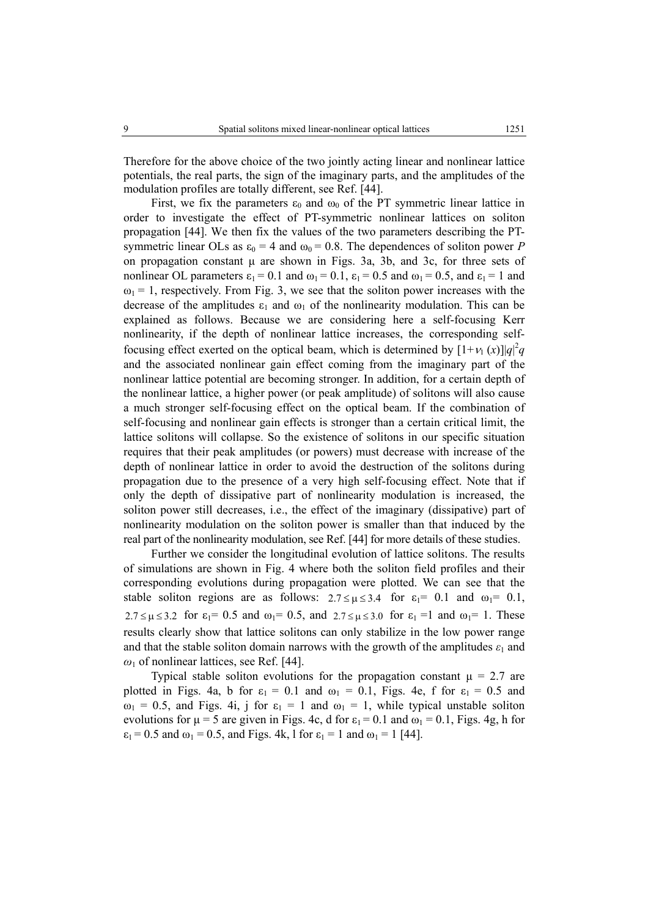Therefore for the above choice of the two jointly acting linear and nonlinear lattice potentials, the real parts, the sign of the imaginary parts, and the amplitudes of the modulation profiles are totally different, see Ref. [44].

First, we fix the parameters $\varepsilon_0$ and $\omega_0$ of the PT symmetric linear lattice in order to investigate the effect of PT-symmetric nonlinear lattices on soliton propagation [44]. We then fix the values of the two parameters describing the PT-symmetric linear OLs as $\varepsilon_0 = 4$ and $\omega_0 = 0.8$. The dependences of soliton power $P$ on propagation constant $\mu$ are shown in Figs. 3a, 3b, and 3c, for three sets of nonlinear OL parameters $\varepsilon_1 = 0.1$ and $\omega_1 = 0.1$, $\varepsilon_1 = 0.5$ and $\omega_1 = 0.5$, and $\varepsilon_1 = 1$ and $\omega_1 = 1$, respectively. From Fig. 3, we see that the soliton power increases with the decrease of the amplitudes $\varepsilon_1$ and $\omega_1$ of the nonlinearity modulation. This can be explained as follows. Because we are considering here a self-focusing Kerr nonlinearity, if the depth of nonlinear lattice increases, the corresponding self-focusing effect exerted on the optical beam, which is determined by $[1+\nu_1(x)]|q|^2q$ and the associated nonlinear gain effect coming from the imaginary part of the nonlinear lattice potential are becoming stronger. In addition, for a certain depth of the nonlinear lattice, a higher power (or peak amplitude) of solitons will also cause a much stronger self-focusing effect on the optical beam. If the combination of self-focusing and nonlinear gain effects is stronger than a certain critical limit, the lattice solitons will collapse. So the existence of solitons in our specific situation requires that their peak amplitudes (or powers) must decrease with increase of the depth of nonlinear lattice in order to avoid the destruction of the solitons during propagation due to the presence of a very high self-focusing effect. Note that if only the depth of dissipative part of nonlinearity modulation is increased, the soliton power still decreases, i.e., the effect of the imaginary (dissipative) part of nonlinearity modulation on the soliton power is smaller than that induced by the real part of the nonlinearity modulation, see Ref. [44] for more details of these studies.

Further we consider the longitudinal evolution of lattice solitons. The results of simulations are shown in Fig. 4 where both the soliton field profiles and their corresponding evolutions during propagation were plotted. We can see that the stable soliton regions are as follows: $2.7 \leq \mu \leq 3.4$ for $\varepsilon_1 = 0.1$ and $\omega_1 = 0.1$, $2.7 \leq \mu \leq 3.2$ for $\varepsilon_1 = 0.5$ and $\omega_1 = 0.5$, and $2.7 \leq \mu \leq 3.0$ for $\varepsilon_1 = 1$ and $\omega_1 = 1$. These results clearly show that lattice solitons can only stabilize in the low power range and that the stable soliton domain narrows with the growth of the amplitudes $\varepsilon_1$ and $\omega_1$ of nonlinear lattices, see Ref. [44].

Typical stable soliton evolutions for the propagation constant $\mu = 2.7$ are plotted in Figs. 4a, b for $\varepsilon_1 = 0.1$ and $\omega_1 = 0.1$, Figs. 4e, f for $\varepsilon_1 = 0.5$ and $\omega_1 = 0.5$, and Figs. 4i, j for $\varepsilon_1 = 1$ and $\omega_1 = 1$, while typical unstable soliton evolutions for $\mu = 5$ are given in Figs. 4c, d for $\varepsilon_1 = 0.1$ and $\omega_1 = 0.1$, Figs. 4g, h for $\varepsilon_1 = 0.5$ and $\omega_1 = 0.5$, and Figs. 4k, l for $\varepsilon_1 = 1$ and $\omega_1 = 1$ [44].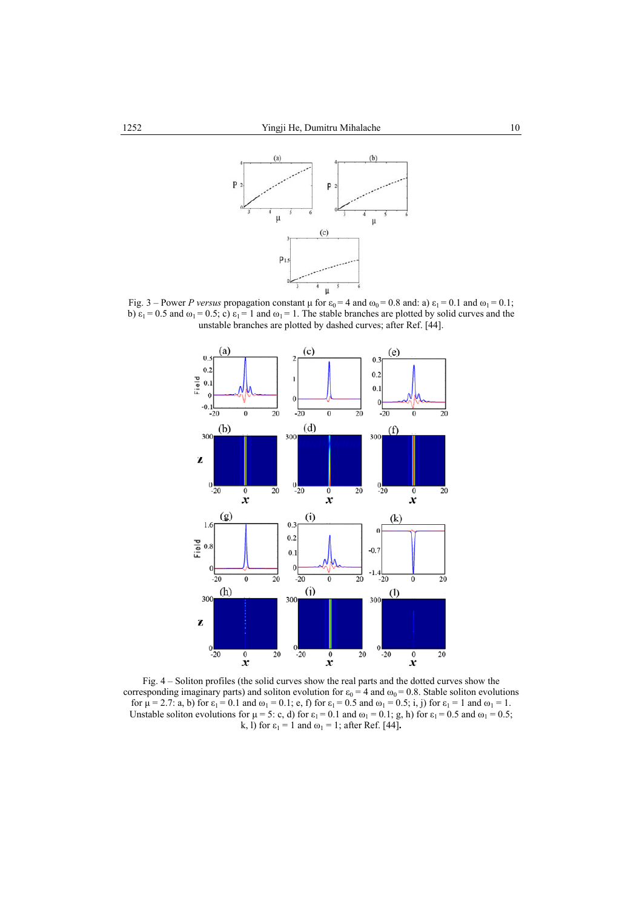Fig. 3 – Power $P$ *versus* propagation constant $\mu$ for $\varepsilon_0 = 4$ and $\omega_0 = 0.8$ and: a) $\varepsilon_1 = 0.1$ and $\omega_1 = 0.1$; b) $\varepsilon_1 = 0.5$ and $\omega_1 = 0.5$; c) $\varepsilon_1 = 1$ and $\omega_1 = 1$. The stable branches are plotted by solid curves and the unstable branches are plotted by dashed curves; after Ref. [44].

Fig. 4 – Soliton profiles (the solid curves show the real parts and the dotted curves show the corresponding imaginary parts) and soliton evolution for $\varepsilon_0 = 4$ and $\omega_0 = 0.8$. Stable soliton evolutions for $\mu = 2.7$: a, b) for $\varepsilon_1 = 0.1$ and $\omega_1 = 0.1$; e, f) for $\varepsilon_1 = 0.5$ and $\omega_1 = 0.5$; i, j) for $\varepsilon_1 = 1$ and $\omega_1 = 1$. Unstable soliton evolutions for $\mu = 5$: c, d) for $\varepsilon_1 = 0.1$ and $\omega_1 = 0.1$; g, h) for $\varepsilon_1 = 0.5$ and $\omega_1 = 0.5$; k, l) for $\varepsilon_1 = 1$ and $\omega_1 = 1$; after Ref. [44].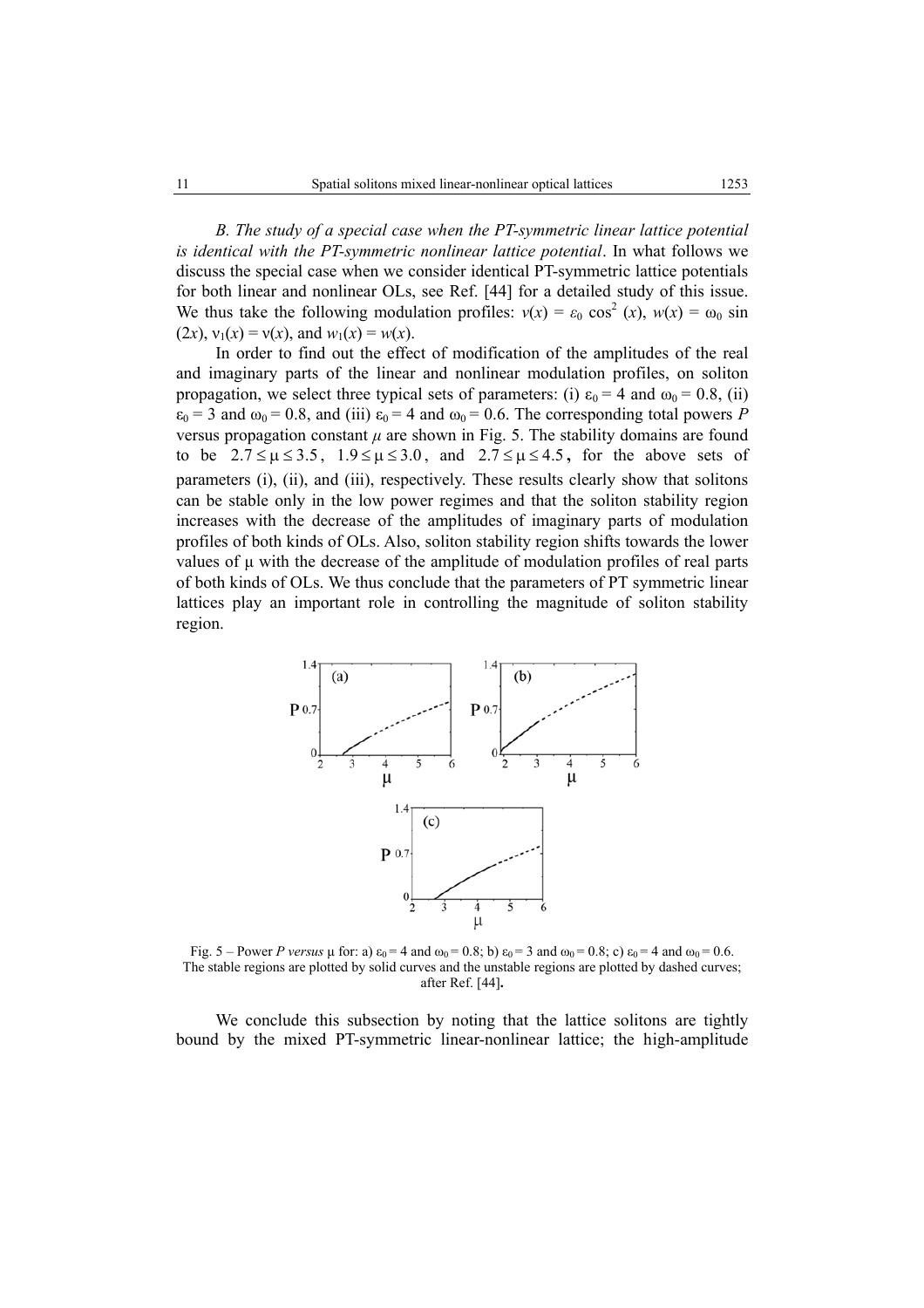*B. The study of a special case when the PT-symmetric linear lattice potential is identical with the PT-symmetric nonlinear lattice potential*. In what follows we discuss the special case when we consider identical PT-symmetric lattice potentials for both linear and nonlinear OLs, see Ref. [44] for a detailed study of this issue. We thus take the following modulation profiles: $v(x) = \varepsilon_0 \cos^2(x)$, $w(x) = \omega_0 \sin(2x)$, $v_1(x) = v(x)$, and $w_1(x) = w(x)$.

In order to find out the effect of modification of the amplitudes of the real and imaginary parts of the linear and nonlinear modulation profiles, on soliton propagation, we select three typical sets of parameters: (i) $\varepsilon_0 = 4$ and $\omega_0 = 0.8$, (ii) $\varepsilon_0 = 3$ and $\omega_0 = 0.8$, and (iii) $\varepsilon_0 = 4$ and $\omega_0 = 0.6$. The corresponding total powers $P$ versus propagation constant $\mu$ are shown in Fig. 5. The stability domains are found to be $2.7 \leq \mu \leq 3.5$, $1.9 \leq \mu \leq 3.0$, and $2.7 \leq \mu \leq 4.5$, for the above sets of parameters (i), (ii), and (iii), respectively. These results clearly show that solitons can be stable only in the low power regimes and that the soliton stability region increases with the decrease of the amplitudes of imaginary parts of modulation profiles of both kinds of OLs. Also, soliton stability region shifts towards the lower values of μ with the decrease of the amplitude of modulation profiles of real parts of both kinds of OLs. We thus conclude that the parameters of PT symmetric linear lattices play an important role in controlling the magnitude of soliton stability region.

Fig. 5 – Power $P$ *versus* $\mu$ for: a) $\varepsilon_0 = 4$ and $\omega_0 = 0.8$; b) $\varepsilon_0 = 3$ and $\omega_0 = 0.8$; c) $\varepsilon_0 = 4$ and $\omega_0 = 0.6$. The stable regions are plotted by solid curves and the unstable regions are plotted by dashed curves; after Ref. [44].

We conclude this subsection by noting that the lattice solitons are tightly bound by the mixed PT-symmetric linear-nonlinear lattice; the high-amplitude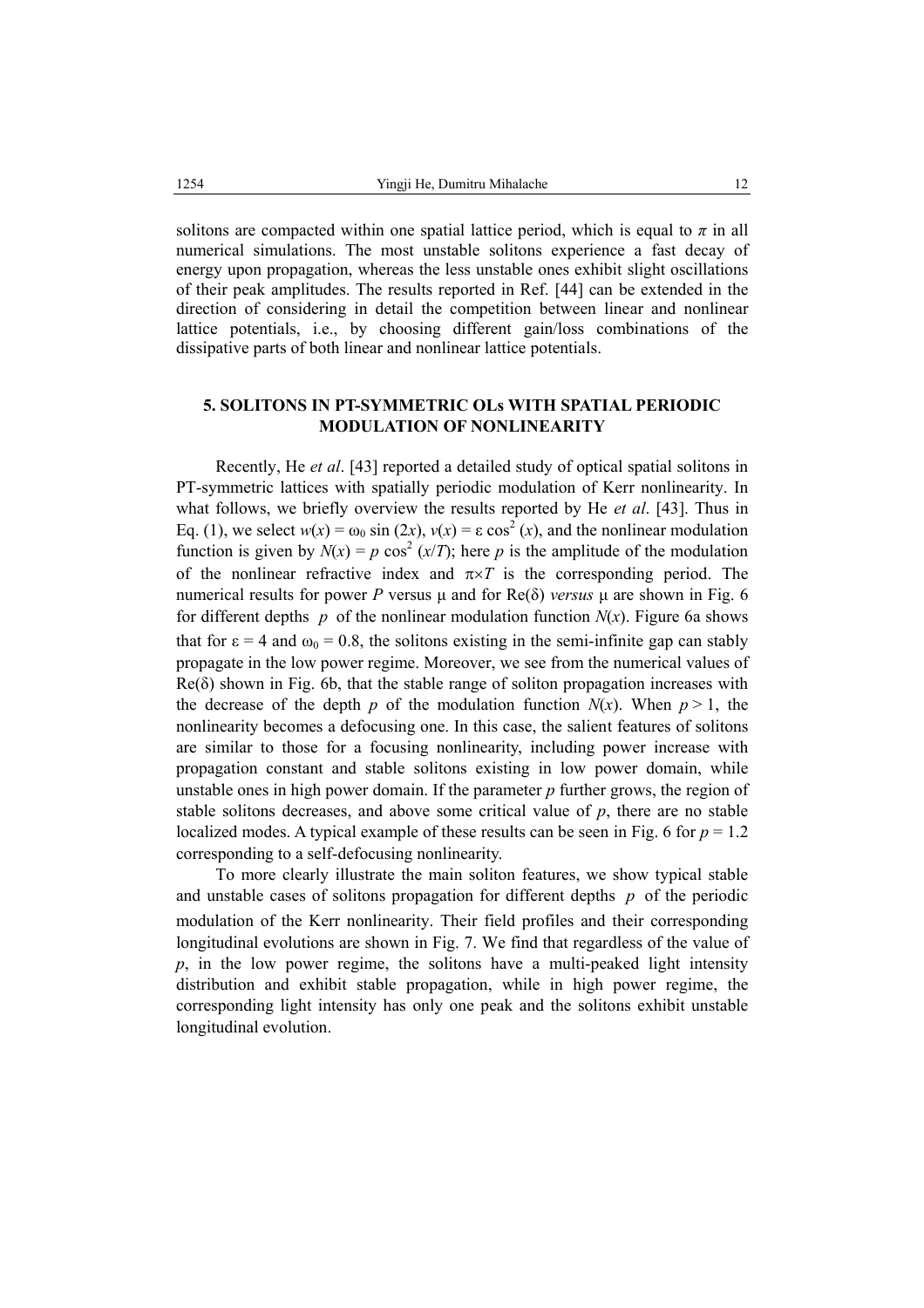solitons are compacted within one spatial lattice period, which is equal to $\pi$ in all numerical simulations. The most unstable solitons experience a fast decay of energy upon propagation, whereas the less unstable ones exhibit slight oscillations of their peak amplitudes. The results reported in Ref. [44] can be extended in the direction of considering in detail the competition between linear and nonlinear lattice potentials, i.e., by choosing different gain/loss combinations of the dissipative parts of both linear and nonlinear lattice potentials.

## 5. SOLITONS IN PT-SYMMETRIC OLs WITH SPATIAL PERIODIC MODULATION OF NONLINEARITY

Recently, He *et al*. [43] reported a detailed study of optical spatial solitons in PT-symmetric lattices with spatially periodic modulation of Kerr nonlinearity. In what follows, we briefly overview the results reported by He *et al*. [43]. Thus in Eq. (1), we select $w(x) = \omega_0 \sin(2x)$, $v(x) = \varepsilon \cos^2(x)$, and the nonlinear modulation function is given by $N(x) = p \cos^2(x/T)$; here $p$ is the amplitude of the modulation of the nonlinear refractive index and $\pi \times T$ is the corresponding period. The numerical results for power $P$ versus $\mu$ and for $\mathrm{Re}(\delta)$ *versus* $\mu$ are shown in Fig. 6 for different depths $p$ of the nonlinear modulation function $N(x)$. Figure 6a shows that for $\varepsilon = 4$ and $\omega_0 = 0.8$, the solitons existing in the semi-infinite gap can stably propagate in the low power regime. Moreover, we see from the numerical values of $\mathrm{Re}(\delta)$ shown in Fig. 6b, that the stable range of soliton propagation increases with the decrease of the depth $p$ of the modulation function $N(x)$. When $p > 1$, the nonlinearity becomes a defocusing one. In this case, the salient features of solitons are similar to those for a focusing nonlinearity, including power increase with propagation constant and stable solitons existing in low power domain, while unstable ones in high power domain. If the parameter $p$ further grows, the region of stable solitons decreases, and above some critical value of $p$, there are no stable localized modes. A typical example of these results can be seen in Fig. 6 for $p = 1.2$ corresponding to a self-defocusing nonlinearity.

To more clearly illustrate the main soliton features, we show typical stable and unstable cases of solitons propagation for different depths $p$ of the periodic modulation of the Kerr nonlinearity. Their field profiles and their corresponding longitudinal evolutions are shown in Fig. 7. We find that regardless of the value of $p$, in the low power regime, the solitons have a multi-peaked light intensity distribution and exhibit stable propagation, while in high power regime, the corresponding light intensity has only one peak and the solitons exhibit unstable longitudinal evolution.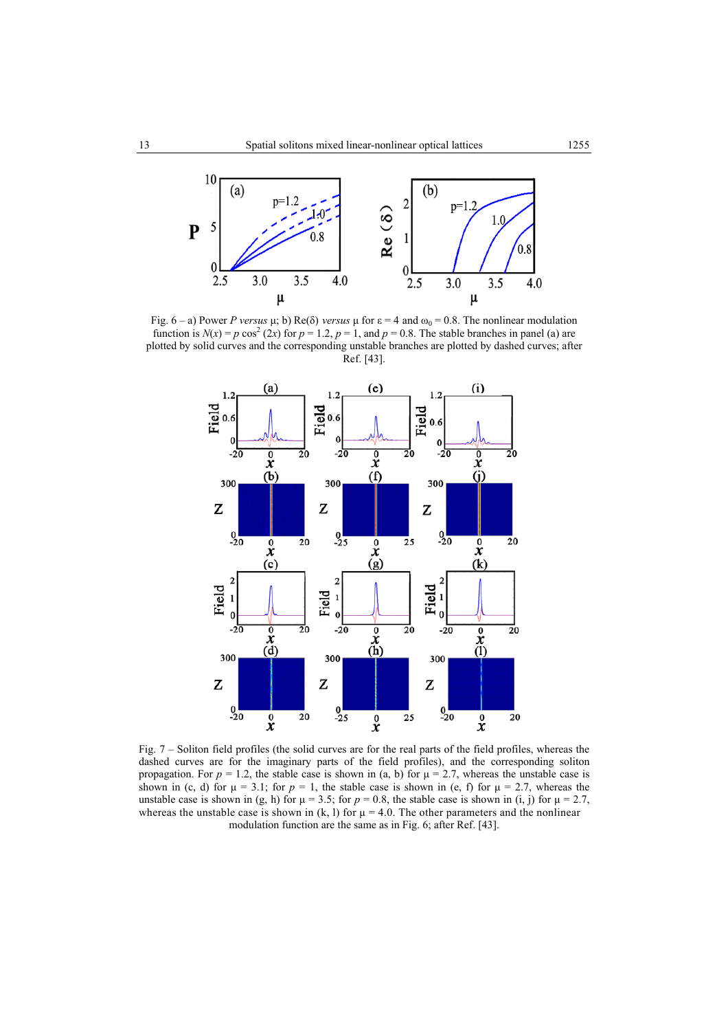Fig. 6 – a) Power $P$ *versus* μ; b) Re(δ) *versus* μ for $\varepsilon = 4$ and $\omega_0 = 0.8$. The nonlinear modulation function is $N(x) = p\cos^2(2x)$ for $p = 1.2$, $p = 1$, and $p = 0.8$. The stable branches in panel (a) are plotted by solid curves and the corresponding unstable branches are plotted by dashed curves; after Ref. [43].

Fig. 7 – Soliton field profiles (the solid curves are for the real parts of the field profiles, whereas the dashed curves are for the imaginary parts of the field profiles), and the corresponding soliton propagation. For $p = 1.2$, the stable case is shown in (a, b) for $\mu = 2.7$, whereas the unstable case is shown in (c, d) for $\mu = 3.1$; for $p = 1$, the stable case is shown in (e, f) for $\mu = 2.7$, whereas the unstable case is shown in (g, h) for $\mu = 3.5$; for $p = 0.8$, the stable case is shown in (i, j) for $\mu = 2.7$, whereas the unstable case is shown in (k, l) for $\mu = 4.0$. The other parameters and the nonlinear modulation function are the same as in Fig. 6; after Ref. [43].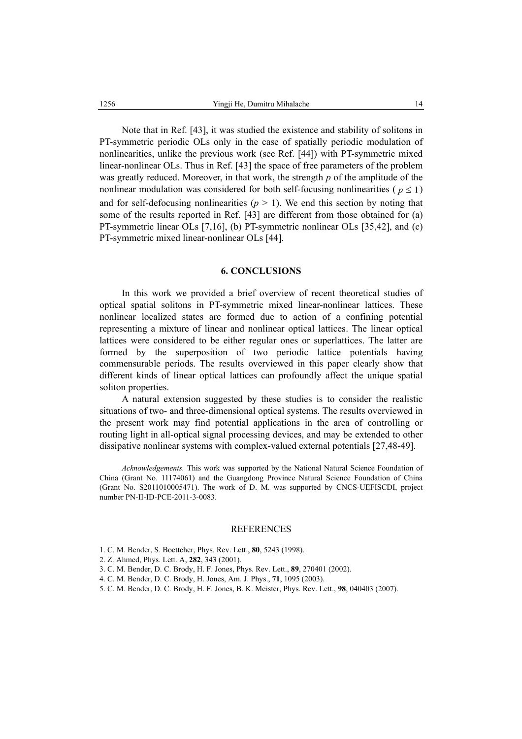Note that in Ref. [43], it was studied the existence and stability of solitons in PT-symmetric periodic OLs only in the case of spatially periodic modulation of nonlinearities, unlike the previous work (see Ref. [44]) with PT-symmetric mixed linear-nonlinear OLs. Thus in Ref. [43] the space of free parameters of the problem was greatly reduced. Moreover, in that work, the strength $p$ of the amplitude of the nonlinear modulation was considered for both self-focusing nonlinearities ( $p \leq 1$ ) and for self-defocusing nonlinearities ($p > 1$). We end this section by noting that some of the results reported in Ref. [43] are different from those obtained for (a) PT-symmetric linear OLs [7,16], (b) PT-symmetric nonlinear OLs [35,42], and (c) PT-symmetric mixed linear-nonlinear OLs [44].

## 6. CONCLUSIONS

In this work we provided a brief overview of recent theoretical studies of optical spatial solitons in PT-symmetric mixed linear-nonlinear lattices. These nonlinear localized states are formed due to action of a confining potential representing a mixture of linear and nonlinear optical lattices. The linear optical lattices were considered to be either regular ones or superlattices. The latter are formed by the superposition of two periodic lattice potentials having commensurable periods. The results overviewed in this paper clearly show that different kinds of linear optical lattices can profoundly affect the unique spatial soliton properties.

A natural extension suggested by these studies is to consider the realistic situations of two- and three-dimensional optical systems. The results overviewed in the present work may find potential applications in the area of controlling or routing light in all-optical signal processing devices, and may be extended to other dissipative nonlinear systems with complex-valued external potentials [27,48-49].

*Acknowledgements.* This work was supported by the National Natural Science Foundation of China (Grant No. 11174061) and the Guangdong Province Natural Science Foundation of China (Grant No. S2011010005471). The work of D. M. was supported by CNCS-UEFISCDI, project number PN-II-ID-PCE-2011-3-0083.

## REFERENCES

1. C. M. Bender, S. Boettcher, Phys. Rev. Lett., **80**, 5243 (1998).
2. Z. Ahmed, Phys. Lett. A, **282**, 343 (2001).
3. C. M. Bender, D. C. Brody, H. F. Jones, Phys. Rev. Lett., **89**, 270401 (2002).
4. C. M. Bender, D. C. Brody, H. Jones, Am. J. Phys., **71**, 1095 (2003).
5. C. M. Bender, D. C. Brody, H. F. Jones, B. K. Meister, Phys. Rev. Lett., **98**, 040403 (2007).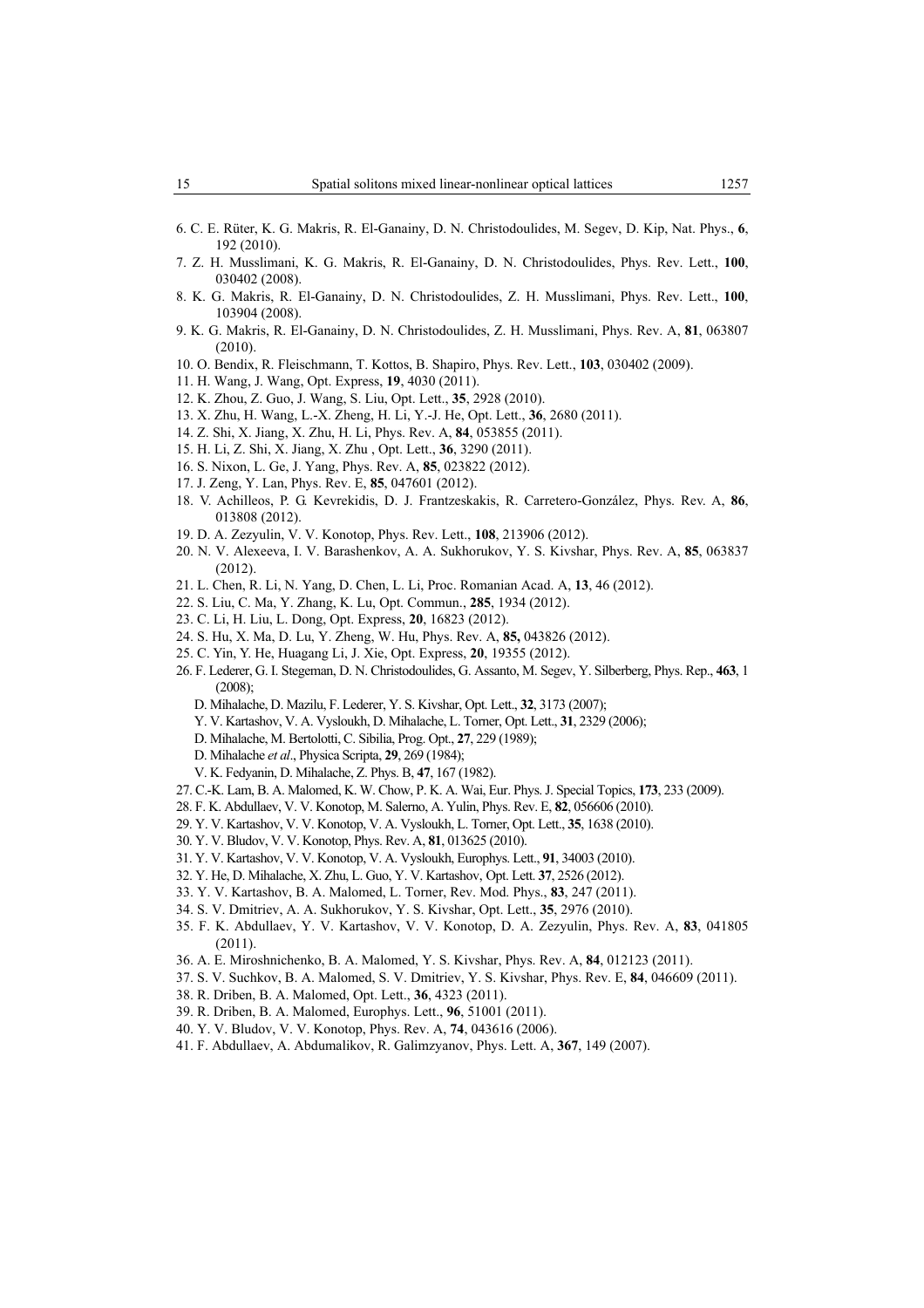6. C. E. Rüter, K. G. Makris, R. El-Ganainy, D. N. Christodoulides, M. Segev, D. Kip, Nat. Phys., **6**, 192 (2010).
7. Z. H. Musslimani, K. G. Makris, R. El-Ganainy, D. N. Christodoulides, Phys. Rev. Lett., **100**, 030402 (2008).
8. K. G. Makris, R. El-Ganainy, D. N. Christodoulides, Z. H. Musslimani, Phys. Rev. Lett., **100**, 103904 (2008).
9. K. G. Makris, R. El-Ganainy, D. N. Christodoulides, Z. H. Musslimani, Phys. Rev. A, **81**, 063807 (2010).
10. O. Bendix, R. Fleischmann, T. Kottos, B. Shapiro, Phys. Rev. Lett., **103**, 030402 (2009).
11. H. Wang, J. Wang, Opt. Express, **19**, 4030 (2011).
12. K. Zhou, Z. Guo, J. Wang, S. Liu, Opt. Lett., **35**, 2928 (2010).
13. X. Zhu, H. Wang, L.-X. Zheng, H. Li, Y.-J. He, Opt. Lett., **36**, 2680 (2011).
14. Z. Shi, X. Jiang, X. Zhu, H. Li, Phys. Rev. A, **84**, 053855 (2011).
15. H. Li, Z. Shi, X. Jiang, X. Zhu , Opt. Lett., **36**, 3290 (2011).
16. S. Nixon, L. Ge, J. Yang, Phys. Rev. A, **85**, 023822 (2012).
17. J. Zeng, Y. Lan, Phys. Rev. E, **85**, 047601 (2012).
18. V. Achilleos, P. G. Kevrekidis, D. J. Frantzeskakis, R. Carretero-González, Phys. Rev. A, **86**, 013808 (2012).
19. D. A. Zezyulin, V. V. Konotop, Phys. Rev. Lett., **108**, 213906 (2012).
20. N. V. Alexeeva, I. V. Barashenkov, A. A. Sukhorukov, Y. S. Kivshar, Phys. Rev. A, **85**, 063837 (2012).
21. L. Chen, R. Li, N. Yang, D. Chen, L. Li, Proc. Romanian Acad. A, **13**, 46 (2012).
22. S. Liu, C. Ma, Y. Zhang, K. Lu, Opt. Commun., **285**, 1934 (2012).
23. C. Li, H. Liu, L. Dong, Opt. Express, **20**, 16823 (2012).
24. S. Hu, X. Ma, D. Lu, Y. Zheng, W. Hu, Phys. Rev. A, **85,** 043826 (2012).
25. C. Yin, Y. He, Huagang Li, J. Xie, Opt. Express, **20**, 19355 (2012).
26. F. Lederer, G. I. Stegeman, D. N. Christodoulides, G. Assanto, M. Segev, Y. Silberberg, Phys. Rep., **463**, 1 (2008);
    D. Mihalache, D. Mazilu, F. Lederer, Y. S. Kivshar, Opt. Lett., **32**, 3173 (2007);
    Y. V. Kartashov, V. A. Vysloukh, D. Mihalache, L. Torner, Opt. Lett., **31**, 2329 (2006);
    D. Mihalache, M. Bertolotti, C. Sibilia, Prog. Opt., **27**, 229 (1989);
    D. Mihalache *et al*., Physica Scripta, **29**, 269 (1984);
    V. K. Fedyanin, D. Mihalache, Z. Phys. B, **47**, 167 (1982).
27. C.-K. Lam, B. A. Malomed, K. W. Chow, P. K. A. Wai, Eur. Phys. J. Special Topics, **173**, 233 (2009).
28. F. K. Abdullaev, V. V. Konotop, M. Salerno, A. Yulin, Phys. Rev. E, **82**, 056606 (2010).
29. Y. V. Kartashov, V. V. Konotop, V. A. Vysloukh, L. Torner, Opt. Lett., **35**, 1638 (2010).
30. Y. V. Bludov, V. V. Konotop, Phys. Rev. A, **81**, 013625 (2010).
31. Y. V. Kartashov, V. V. Konotop, V. A. Vysloukh, Europhys. Lett., **91**, 34003 (2010).
32. Y. He, D. Mihalache, X. Zhu, L. Guo, Y. V. Kartashov, Opt. Lett. **37**, 2526 (2012).
33. Y. V. Kartashov, B. A. Malomed, L. Torner, Rev. Mod. Phys., **83**, 247 (2011).
34. S. V. Dmitriev, A. A. Sukhorukov, Y. S. Kivshar, Opt. Lett., **35**, 2976 (2010).
35. F. K. Abdullaev, Y. V. Kartashov, V. V. Konotop, D. A. Zezyulin, Phys. Rev. A, **83**, 041805 (2011).
36. A. E. Miroshnichenko, B. A. Malomed, Y. S. Kivshar, Phys. Rev. A, **84**, 012123 (2011).
37. S. V. Suchkov, B. A. Malomed, S. V. Dmitriev, Y. S. Kivshar, Phys. Rev. E, **84**, 046609 (2011).
38. R. Driben, B. A. Malomed, Opt. Lett., **36**, 4323 (2011).
39. R. Driben, B. A. Malomed, Europhys. Lett., **96**, 51001 (2011).
40. Y. V. Bludov, V. V. Konotop, Phys. Rev. A, **74**, 043616 (2006).
41. F. Abdullaev, A. Abdumalikov, R. Galimzyanov, Phys. Lett. A, **367**, 149 (2007).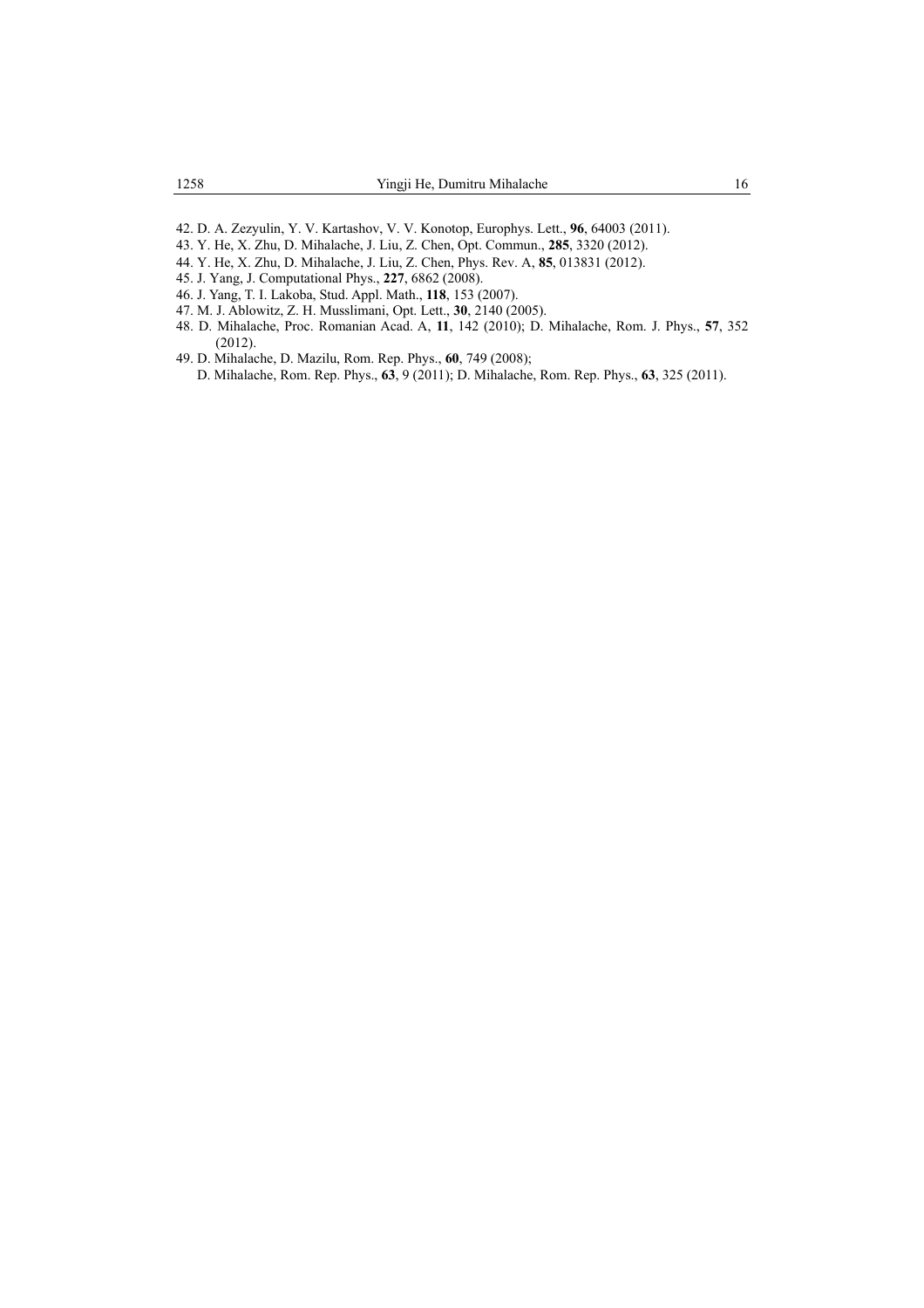42. D. A. Zezyulin, Y. V. Kartashov, V. V. Konotop, Europhys. Lett., **96**, 64003 (2011).
43. Y. He, X. Zhu, D. Mihalache, J. Liu, Z. Chen, Opt. Commun., **285**, 3320 (2012).
44. Y. He, X. Zhu, D. Mihalache, J. Liu, Z. Chen, Phys. Rev. A, **85**, 013831 (2012).
45. J. Yang, J. Computational Phys., **227**, 6862 (2008).
46. J. Yang, T. I. Lakoba, Stud. Appl. Math., **118**, 153 (2007).
47. M. J. Ablowitz, Z. H. Musslimani, Opt. Lett., **30**, 2140 (2005).
48. D. Mihalache, Proc. Romanian Acad. A, **11**, 142 (2010); D. Mihalache, Rom. J. Phys., **57**, 352 (2012).
49. D. Mihalache, D. Mazilu, Rom. Rep. Phys., **60**, 749 (2008); D. Mihalache, Rom. Rep. Phys., **63**, 9 (2011); D. Mihalache, Rom. Rep. Phys., **63**, 325 (2011).